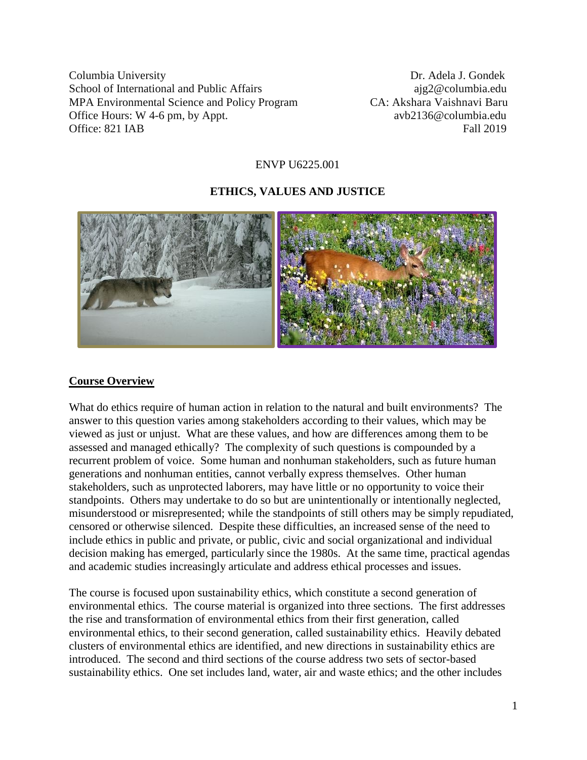Columbia University
School of International and Public Affairs
MPA Environmental Science and Policy Program
Office Hours: W 4-6 pm, by Appt.
Office: 821 IAB

Dr. Adela J. Gondek
ajg2@columbia.edu
CA: Akshara Vaishnavi Baru
avb2136@columbia.edu
Fall 2019

ENVP U6225.001

# ETHICS, VALUES AND JUSTICE

## Course Overview

What do ethics require of human action in relation to the natural and built environments? The answer to this question varies among stakeholders according to their values, which may be viewed as just or unjust. What are these values, and how are differences among them to be assessed and managed ethically? The complexity of such questions is compounded by a recurrent problem of voice. Some human and nonhuman stakeholders, such as future human generations and nonhuman entities, cannot verbally express themselves. Other human stakeholders, such as unprotected laborers, may have little or no opportunity to voice their standpoints. Others may undertake to do so but are unintentionally or intentionally neglected, misunderstood or misrepresented; while the standpoints of still others may be simply repudiated, censored or otherwise silenced. Despite these difficulties, an increased sense of the need to include ethics in public and private, or public, civic and social organizational and individual decision making has emerged, particularly since the 1980s. At the same time, practical agendas and academic studies increasingly articulate and address ethical processes and issues.

The course is focused upon sustainability ethics, which constitute a second generation of environmental ethics. The course material is organized into three sections. The first addresses the rise and transformation of environmental ethics from their first generation, called environmental ethics, to their second generation, called sustainability ethics. Heavily debated clusters of environmental ethics are identified, and new directions in sustainability ethics are introduced. The second and third sections of the course address two sets of sector-based sustainability ethics. One set includes land, water, air and waste ethics; and the other includes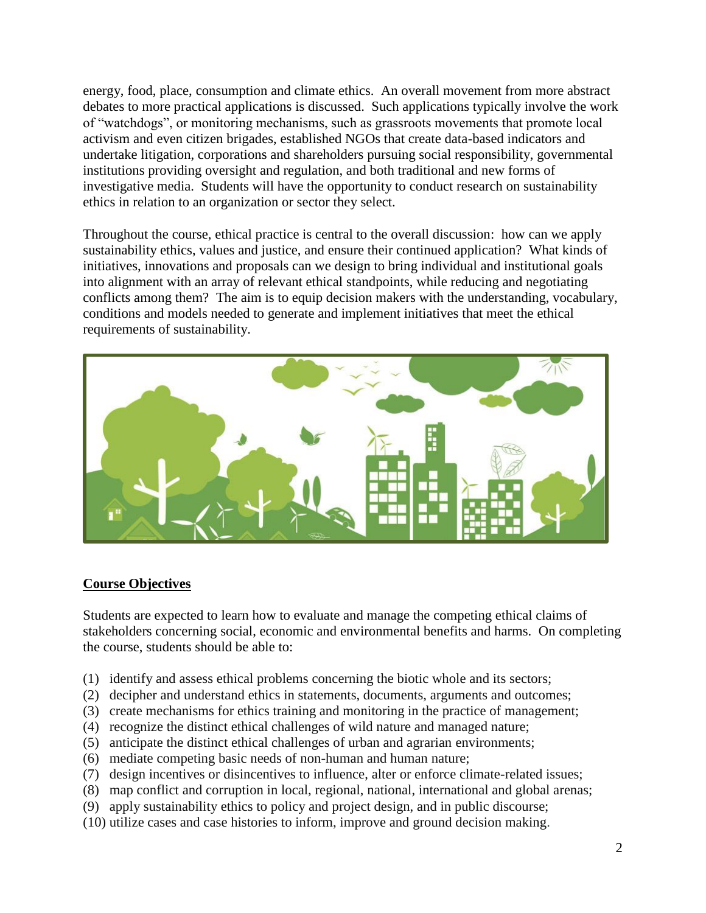energy, food, place, consumption and climate ethics. An overall movement from more abstract debates to more practical applications is discussed. Such applications typically involve the work of "watchdogs", or monitoring mechanisms, such as grassroots movements that promote local activism and even citizen brigades, established NGOs that create data-based indicators and undertake litigation, corporations and shareholders pursuing social responsibility, governmental institutions providing oversight and regulation, and both traditional and new forms of investigative media. Students will have the opportunity to conduct research on sustainability ethics in relation to an organization or sector they select.

Throughout the course, ethical practice is central to the overall discussion: how can we apply sustainability ethics, values and justice, and ensure their continued application? What kinds of initiatives, innovations and proposals can we design to bring individual and institutional goals into alignment with an array of relevant ethical standpoints, while reducing and negotiating conflicts among them? The aim is to equip decision makers with the understanding, vocabulary, conditions and models needed to generate and implement initiatives that meet the ethical requirements of sustainability.

## Course Objectives

Students are expected to learn how to evaluate and manage the competing ethical claims of stakeholders concerning social, economic and environmental benefits and harms. On completing the course, students should be able to:

(1) identify and assess ethical problems concerning the biotic whole and its sectors;
(2) decipher and understand ethics in statements, documents, arguments and outcomes;
(3) create mechanisms for ethics training and monitoring in the practice of management;
(4) recognize the distinct ethical challenges of wild nature and managed nature;
(5) anticipate the distinct ethical challenges of urban and agrarian environments;
(6) mediate competing basic needs of non-human and human nature;
(7) design incentives or disincentives to influence, alter or enforce climate-related issues;
(8) map conflict and corruption in local, regional, national, international and global arenas;
(9) apply sustainability ethics to policy and project design, and in public discourse;
(10) utilize cases and case histories to inform, improve and ground decision making.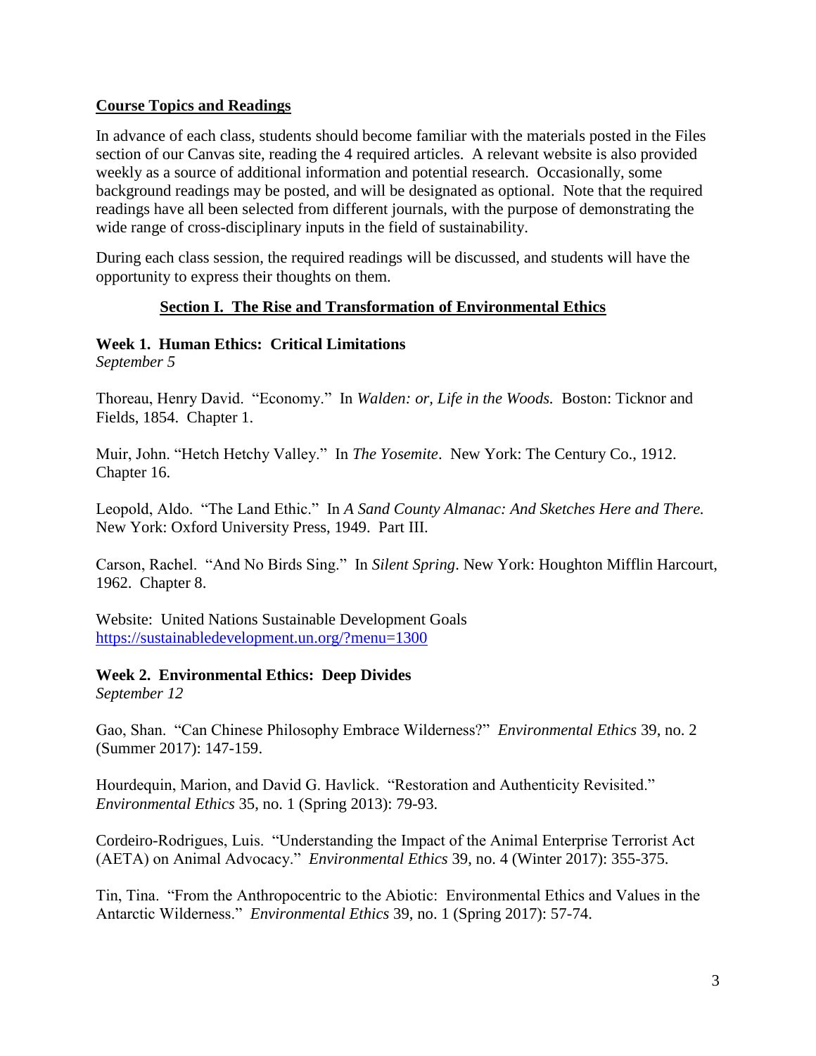## Course Topics and Readings

In advance of each class, students should become familiar with the materials posted in the Files section of our Canvas site, reading the 4 required articles. A relevant website is also provided weekly as a source of additional information and potential research. Occasionally, some background readings may be posted, and will be designated as optional. Note that the required readings have all been selected from different journals, with the purpose of demonstrating the wide range of cross-disciplinary inputs in the field of sustainability.

During each class session, the required readings will be discussed, and students will have the opportunity to express their thoughts on them.

## Section I. The Rise and Transformation of Environmental Ethics

### Week 1. Human Ethics: Critical Limitations

*September 5*

Thoreau, Henry David. "Economy." In *Walden: or, Life in the Woods.* Boston: Ticknor and Fields, 1854. Chapter 1.

Muir, John. "Hetch Hetchy Valley." In *The Yosemite*. New York: The Century Co., 1912. Chapter 16.

Leopold, Aldo. "The Land Ethic." In *A Sand County Almanac: And Sketches Here and There.* New York: Oxford University Press, 1949. Part III.

Carson, Rachel. "And No Birds Sing." In *Silent Spring*. New York: Houghton Mifflin Harcourt, 1962. Chapter 8.

Website: United Nations Sustainable Development Goals
https://sustainabledevelopment.un.org/?menu=1300

### Week 2. Environmental Ethics: Deep Divides

*September 12*

Gao, Shan. "Can Chinese Philosophy Embrace Wilderness?" *Environmental Ethics* 39, no. 2 (Summer 2017): 147-159.

Hourdequin, Marion, and David G. Havlick. "Restoration and Authenticity Revisited." *Environmental Ethics* 35, no. 1 (Spring 2013): 79-93.

Cordeiro-Rodrigues, Luis. "Understanding the Impact of the Animal Enterprise Terrorist Act (AETA) on Animal Advocacy." *Environmental Ethics* 39, no. 4 (Winter 2017): 355-375.

Tin, Tina. "From the Anthropocentric to the Abiotic: Environmental Ethics and Values in the Antarctic Wilderness." *Environmental Ethics* 39, no. 1 (Spring 2017): 57-74.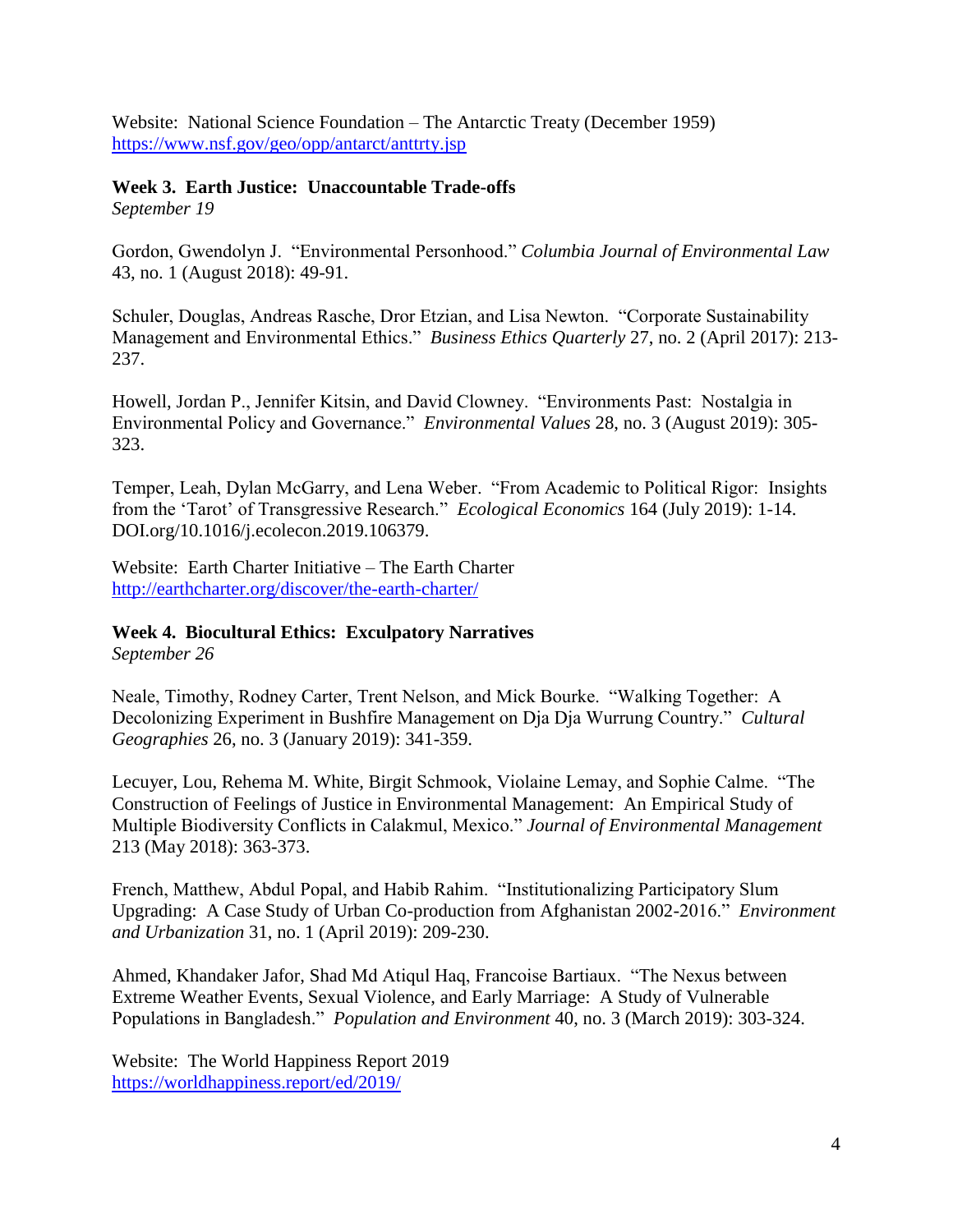Website: National Science Foundation – The Antarctic Treaty (December 1959)
https://www.nsf.gov/geo/opp/antarct/anttrty.jsp

**Week 3. Earth Justice: Unaccountable Trade-offs**
*September 19*

Gordon, Gwendolyn J. "Environmental Personhood." *Columbia Journal of Environmental Law* 43, no. 1 (August 2018): 49-91.

Schuler, Douglas, Andreas Rasche, Dror Etzian, and Lisa Newton. "Corporate Sustainability Management and Environmental Ethics." *Business Ethics Quarterly* 27, no. 2 (April 2017): 213-237.

Howell, Jordan P., Jennifer Kitsin, and David Clowney. "Environments Past: Nostalgia in Environmental Policy and Governance." *Environmental Values* 28, no. 3 (August 2019): 305-323.

Temper, Leah, Dylan McGarry, and Lena Weber. "From Academic to Political Rigor: Insights from the 'Tarot' of Transgressive Research." *Ecological Economics* 164 (July 2019): 1-14. DOI.org/10.1016/j.ecolecon.2019.106379.

Website: Earth Charter Initiative – The Earth Charter
http://earthcharter.org/discover/the-earth-charter/

**Week 4. Biocultural Ethics: Exculpatory Narratives**
*September 26*

Neale, Timothy, Rodney Carter, Trent Nelson, and Mick Bourke. "Walking Together: A Decolonizing Experiment in Bushfire Management on Dja Dja Wurrung Country." *Cultural Geographies* 26, no. 3 (January 2019): 341-359.

Lecuyer, Lou, Rehema M. White, Birgit Schmook, Violaine Lemay, and Sophie Calme. "The Construction of Feelings of Justice in Environmental Management: An Empirical Study of Multiple Biodiversity Conflicts in Calakmul, Mexico." *Journal of Environmental Management* 213 (May 2018): 363-373.

French, Matthew, Abdul Popal, and Habib Rahim. "Institutionalizing Participatory Slum Upgrading: A Case Study of Urban Co-production from Afghanistan 2002-2016." *Environment and Urbanization* 31, no. 1 (April 2019): 209-230.

Ahmed, Khandaker Jafor, Shad Md Atiqul Haq, Francoise Bartiaux. "The Nexus between Extreme Weather Events, Sexual Violence, and Early Marriage: A Study of Vulnerable Populations in Bangladesh." *Population and Environment* 40, no. 3 (March 2019): 303-324.

Website: The World Happiness Report 2019
https://worldhappiness.report/ed/2019/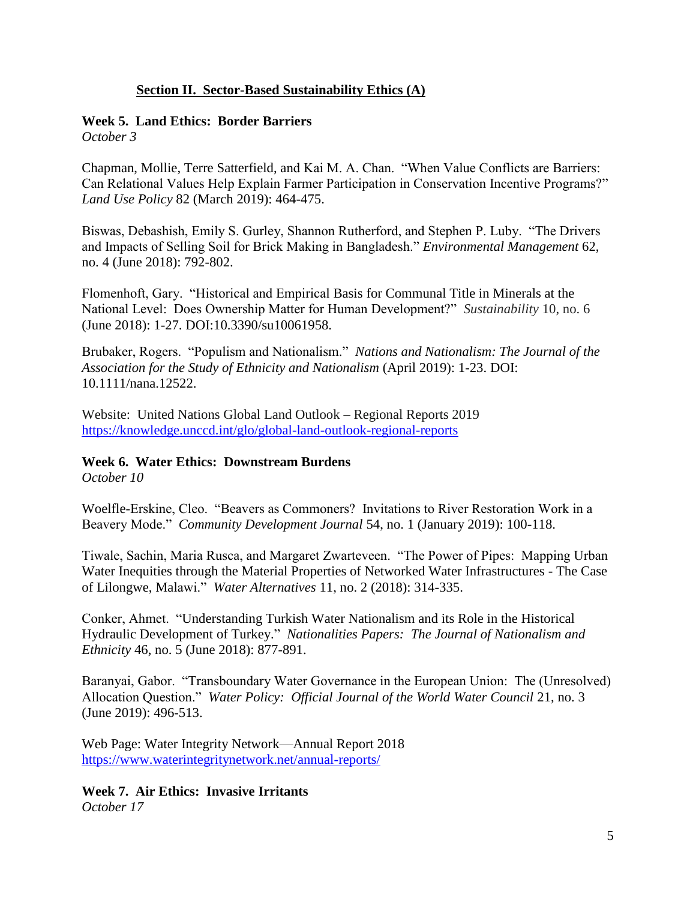## Section II. Sector-Based Sustainability Ethics (A)

### Week 5. Land Ethics: Border Barriers

*October 3*

Chapman, Mollie, Terre Satterfield, and Kai M. A. Chan. "When Value Conflicts are Barriers: Can Relational Values Help Explain Farmer Participation in Conservation Incentive Programs?" *Land Use Policy* 82 (March 2019): 464-475.

Biswas, Debashish, Emily S. Gurley, Shannon Rutherford, and Stephen P. Luby. "The Drivers and Impacts of Selling Soil for Brick Making in Bangladesh." *Environmental Management* 62, no. 4 (June 2018): 792-802.

Flomenhoft, Gary. "Historical and Empirical Basis for Communal Title in Minerals at the National Level: Does Ownership Matter for Human Development?" *Sustainability* 10, no. 6 (June 2018): 1-27. DOI:10.3390/su10061958.

Brubaker, Rogers. "Populism and Nationalism." *Nations and Nationalism: The Journal of the Association for the Study of Ethnicity and Nationalism* (April 2019): 1-23. DOI: 10.1111/nana.12522.

Website: United Nations Global Land Outlook – Regional Reports 2019
https://knowledge.unccd.int/glo/global-land-outlook-regional-reports

### Week 6. Water Ethics: Downstream Burdens

*October 10*

Woelfle-Erskine, Cleo. "Beavers as Commoners? Invitations to River Restoration Work in a Beavery Mode." *Community Development Journal* 54, no. 1 (January 2019): 100-118.

Tiwale, Sachin, Maria Rusca, and Margaret Zwarteveen. "The Power of Pipes: Mapping Urban Water Inequities through the Material Properties of Networked Water Infrastructures - The Case of Lilongwe, Malawi." *Water Alternatives* 11, no. 2 (2018): 314-335.

Conker, Ahmet. "Understanding Turkish Water Nationalism and its Role in the Historical Hydraulic Development of Turkey." *Nationalities Papers: The Journal of Nationalism and Ethnicity* 46, no. 5 (June 2018): 877-891.

Baranyai, Gabor. "Transboundary Water Governance in the European Union: The (Unresolved) Allocation Question." *Water Policy: Official Journal of the World Water Council* 21, no. 3 (June 2019): 496-513.

Web Page: Water Integrity Network—Annual Report 2018
https://www.waterintegritynetwork.net/annual-reports/

### Week 7. Air Ethics: Invasive Irritants

*October 17*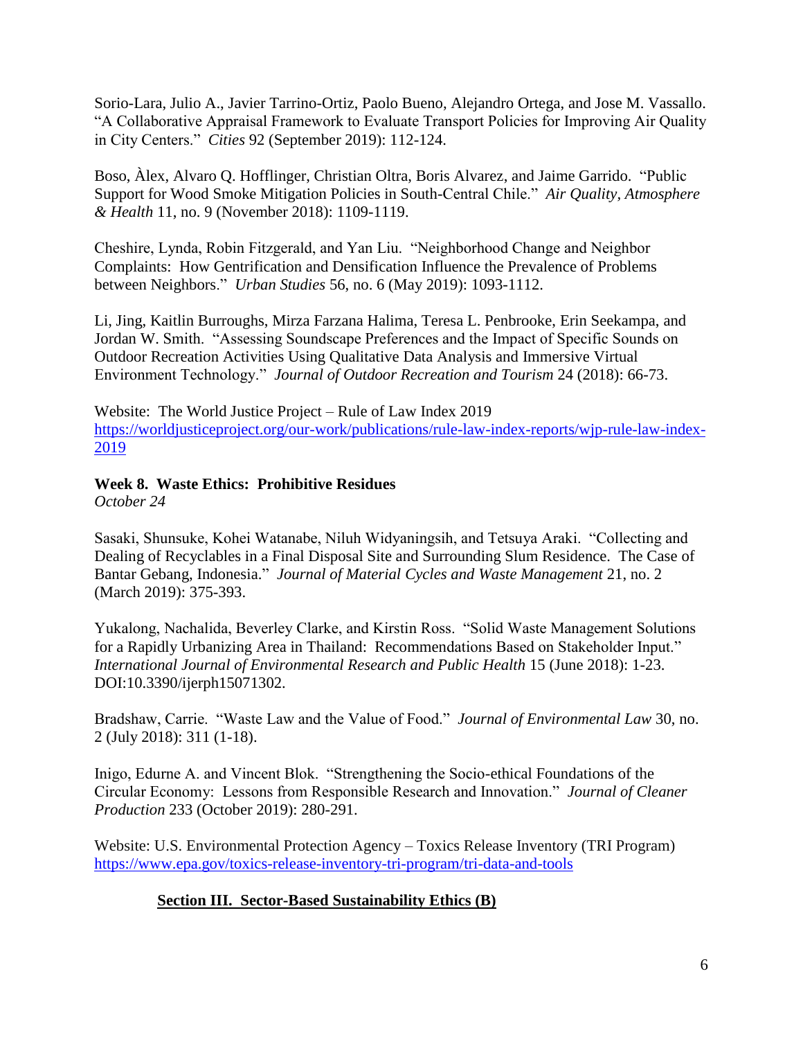Sorio-Lara, Julio A., Javier Tarrino-Ortiz, Paolo Bueno, Alejandro Ortega, and Jose M. Vassallo. "A Collaborative Appraisal Framework to Evaluate Transport Policies for Improving Air Quality in City Centers." *Cities* 92 (September 2019): 112-124.

Boso, Àlex, Alvaro Q. Hofflinger, Christian Oltra, Boris Alvarez, and Jaime Garrido. "Public Support for Wood Smoke Mitigation Policies in South-Central Chile." *Air Quality, Atmosphere & Health* 11, no. 9 (November 2018): 1109-1119.

Cheshire, Lynda, Robin Fitzgerald, and Yan Liu. "Neighborhood Change and Neighbor Complaints: How Gentrification and Densification Influence the Prevalence of Problems between Neighbors." *Urban Studies* 56, no. 6 (May 2019): 1093-1112.

Li, Jing, Kaitlin Burroughs, Mirza Farzana Halima, Teresa L. Penbrooke, Erin Seekampa, and Jordan W. Smith. "Assessing Soundscape Preferences and the Impact of Specific Sounds on Outdoor Recreation Activities Using Qualitative Data Analysis and Immersive Virtual Environment Technology." *Journal of Outdoor Recreation and Tourism* 24 (2018): 66-73.

Website: The World Justice Project – Rule of Law Index 2019
https://worldjusticeproject.org/our-work/publications/rule-law-index-reports/wjp-rule-law-index-2019

**Week 8. Waste Ethics: Prohibitive Residues**
*October 24*

Sasaki, Shunsuke, Kohei Watanabe, Niluh Widyaningsih, and Tetsuya Araki. "Collecting and Dealing of Recyclables in a Final Disposal Site and Surrounding Slum Residence. The Case of Bantar Gebang, Indonesia." *Journal of Material Cycles and Waste Management* 21, no. 2 (March 2019): 375-393.

Yukalong, Nachalida, Beverley Clarke, and Kirstin Ross. "Solid Waste Management Solutions for a Rapidly Urbanizing Area in Thailand: Recommendations Based on Stakeholder Input." *International Journal of Environmental Research and Public Health* 15 (June 2018): 1-23. DOI:10.3390/ijerph15071302.

Bradshaw, Carrie. "Waste Law and the Value of Food." *Journal of Environmental Law* 30, no. 2 (July 2018): 311 (1-18).

Inigo, Edurne A. and Vincent Blok. "Strengthening the Socio-ethical Foundations of the Circular Economy: Lessons from Responsible Research and Innovation." *Journal of Cleaner Production* 233 (October 2019): 280-291.

Website: U.S. Environmental Protection Agency – Toxics Release Inventory (TRI Program)
https://www.epa.gov/toxics-release-inventory-tri-program/tri-data-and-tools

## Section III. Sector-Based Sustainability Ethics (B)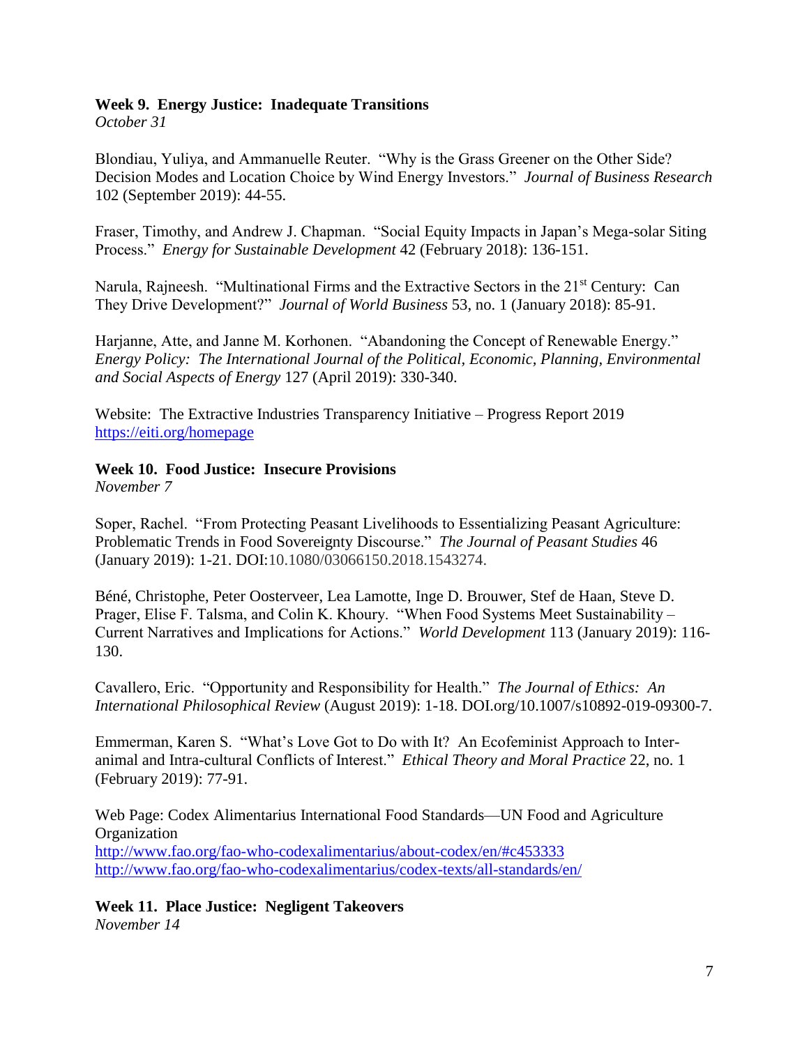**Week 9. Energy Justice: Inadequate Transitions**
*October 31*

Blondiau, Yuliya, and Ammanuelle Reuter. "Why is the Grass Greener on the Other Side? Decision Modes and Location Choice by Wind Energy Investors." *Journal of Business Research* 102 (September 2019): 44-55.

Fraser, Timothy, and Andrew J. Chapman. "Social Equity Impacts in Japan's Mega-solar Siting Process." *Energy for Sustainable Development* 42 (February 2018): 136-151.

Narula, Rajneesh. "Multinational Firms and the Extractive Sectors in the 21st Century: Can They Drive Development?" *Journal of World Business* 53, no. 1 (January 2018): 85-91.

Harjanne, Atte, and Janne M. Korhonen. "Abandoning the Concept of Renewable Energy." *Energy Policy: The International Journal of the Political, Economic, Planning, Environmental and Social Aspects of Energy* 127 (April 2019): 330-340.

Website: The Extractive Industries Transparency Initiative – Progress Report 2019
https://eiti.org/homepage

**Week 10. Food Justice: Insecure Provisions**
*November 7*

Soper, Rachel. "From Protecting Peasant Livelihoods to Essentializing Peasant Agriculture: Problematic Trends in Food Sovereignty Discourse." *The Journal of Peasant Studies* 46 (January 2019): 1-21. DOI:10.1080/03066150.2018.1543274.

Béné, Christophe, Peter Oosterveer, Lea Lamotte, Inge D. Brouwer, Stef de Haan, Steve D. Prager, Elise F. Talsma, and Colin K. Khoury. "When Food Systems Meet Sustainability – Current Narratives and Implications for Actions." *World Development* 113 (January 2019): 116-130.

Cavallero, Eric. "Opportunity and Responsibility for Health." *The Journal of Ethics: An International Philosophical Review* (August 2019): 1-18. DOI.org/10.1007/s10892-019-09300-7.

Emmerman, Karen S. "What's Love Got to Do with It? An Ecofeminist Approach to Inter-animal and Intra-cultural Conflicts of Interest." *Ethical Theory and Moral Practice* 22, no. 1 (February 2019): 77-91.

Web Page: Codex Alimentarius International Food Standards—UN Food and Agriculture Organization
http://www.fao.org/fao-who-codexalimentarius/about-codex/en/#c453333
http://www.fao.org/fao-who-codexalimentarius/codex-texts/all-standards/en/

**Week 11. Place Justice: Negligent Takeovers**
*November 14*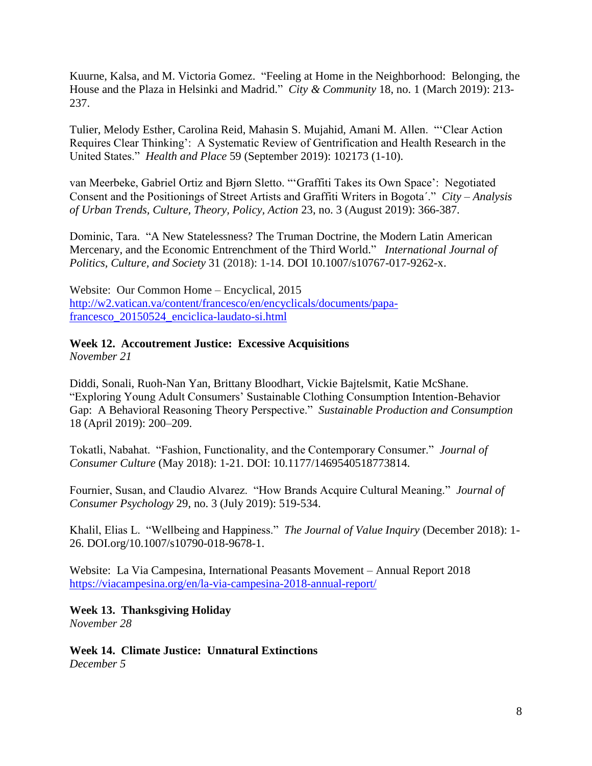Kuurne, Kalsa, and M. Victoria Gomez. "Feeling at Home in the Neighborhood: Belonging, the House and the Plaza in Helsinki and Madrid." *City & Community* 18, no. 1 (March 2019): 213-237.

Tulier, Melody Esther, Carolina Reid, Mahasin S. Mujahid, Amani M. Allen. "'Clear Action Requires Clear Thinking': A Systematic Review of Gentrification and Health Research in the United States." *Health and Place* 59 (September 2019): 102173 (1-10).

van Meerbeke, Gabriel Ortiz and Bjørn Sletto. "'Graffiti Takes its Own Space': Negotiated Consent and the Positionings of Street Artists and Graffiti Writers in Bogota´." *City – Analysis of Urban Trends, Culture, Theory, Policy, Action* 23, no. 3 (August 2019): 366-387.

Dominic, Tara. "A New Statelessness? The Truman Doctrine, the Modern Latin American Mercenary, and the Economic Entrenchment of the Third World." *International Journal of Politics, Culture, and Society* 31 (2018): 1-14. DOI 10.1007/s10767-017-9262-x.

Website: Our Common Home – Encyclical, 2015
[http://w2.vatican.va/content/francesco/en/encyclicals/documents/papa-francesco_20150524_enciclica-laudato-si.html](http://w2.vatican.va/content/francesco/en/encyclicals/documents/papa-francesco_20150524_enciclica-laudato-si.html)

**Week 12. Accoutrement Justice: Excessive Acquisitions**
*November 21*

Diddi, Sonali, Ruoh-Nan Yan, Brittany Bloodhart, Vickie Bajtelsmit, Katie McShane. "Exploring Young Adult Consumers' Sustainable Clothing Consumption Intention-Behavior Gap: A Behavioral Reasoning Theory Perspective." *Sustainable Production and Consumption* 18 (April 2019): 200–209.

Tokatli, Nabahat. "Fashion, Functionality, and the Contemporary Consumer." *Journal of Consumer Culture* (May 2018): 1-21. DOI: 10.1177/1469540518773814.

Fournier, Susan, and Claudio Alvarez. "How Brands Acquire Cultural Meaning." *Journal of Consumer Psychology* 29, no. 3 (July 2019): 519-534.

Khalil, Elias L. "Wellbeing and Happiness." *The Journal of Value Inquiry* (December 2018): 1-26. DOI.org/10.1007/s10790-018-9678-1.

Website: La Via Campesina, International Peasants Movement – Annual Report 2018
[https://viacampesina.org/en/la-via-campesina-2018-annual-report/](https://viacampesina.org/en/la-via-campesina-2018-annual-report/)

**Week 13. Thanksgiving Holiday**
*November 28*

**Week 14. Climate Justice: Unnatural Extinctions**
*December 5*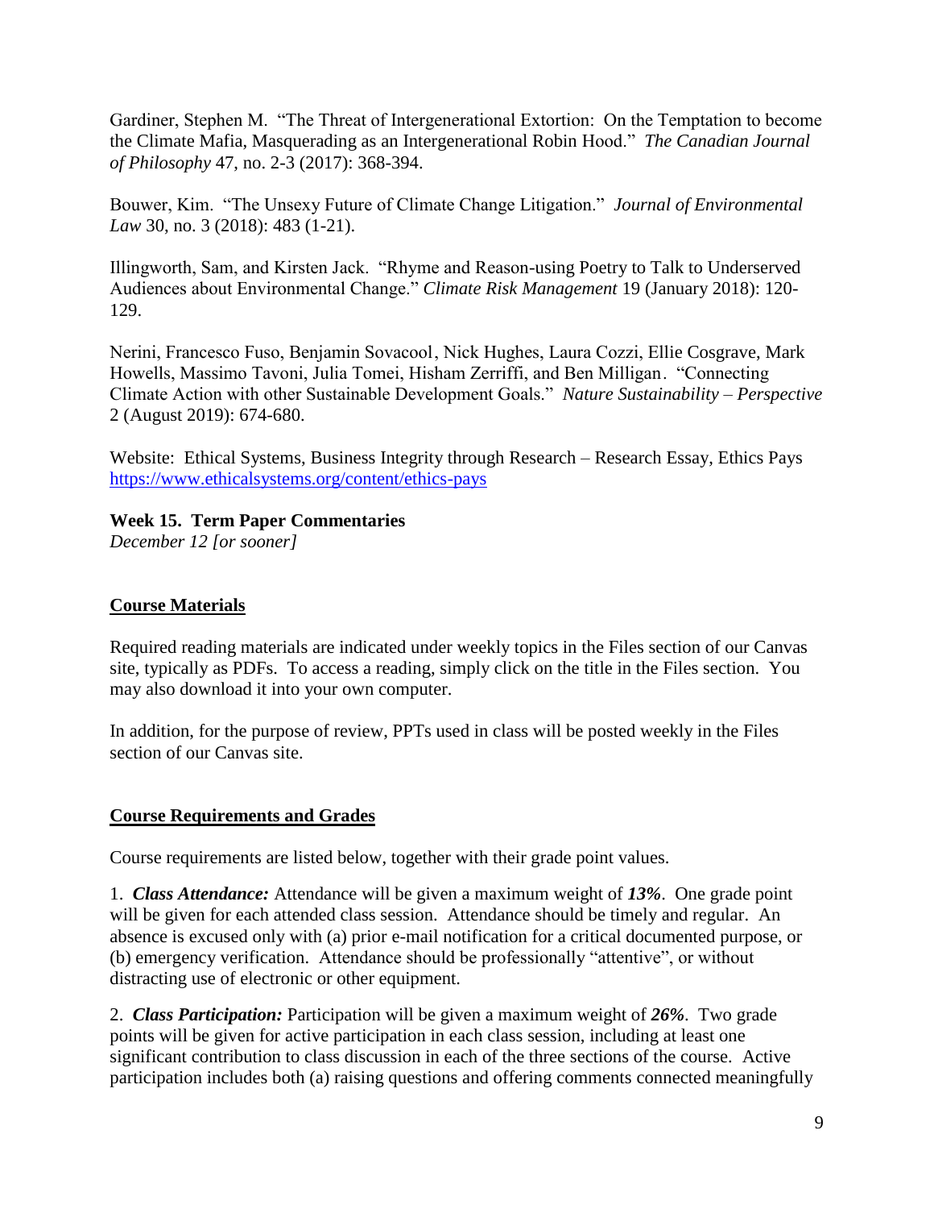Gardiner, Stephen M. "The Threat of Intergenerational Extortion: On the Temptation to become the Climate Mafia, Masquerading as an Intergenerational Robin Hood." *The Canadian Journal of Philosophy* 47, no. 2-3 (2017): 368-394.

Bouwer, Kim. "The Unsexy Future of Climate Change Litigation." *Journal of Environmental Law* 30, no. 3 (2018): 483 (1-21).

Illingworth, Sam, and Kirsten Jack. "Rhyme and Reason-using Poetry to Talk to Underserved Audiences about Environmental Change." *Climate Risk Management* 19 (January 2018): 120-129.

Nerini, Francesco Fuso, Benjamin Sovacool, Nick Hughes, Laura Cozzi, Ellie Cosgrave, Mark Howells, Massimo Tavoni, Julia Tomei, Hisham Zerriffi, and Ben Milligan. "Connecting Climate Action with other Sustainable Development Goals." *Nature Sustainability – Perspective* 2 (August 2019): 674-680.

Website: Ethical Systems, Business Integrity through Research – Research Essay, Ethics Pays https://www.ethicalsystems.org/content/ethics-pays

**Week 15. Term Paper Commentaries**
*December 12 [or sooner]*

## Course Materials

Required reading materials are indicated under weekly topics in the Files section of our Canvas site, typically as PDFs. To access a reading, simply click on the title in the Files section. You may also download it into your own computer.

In addition, for the purpose of review, PPTs used in class will be posted weekly in the Files section of our Canvas site.

## Course Requirements and Grades

Course requirements are listed below, together with their grade point values.

1. ***Class Attendance:*** Attendance will be given a maximum weight of ***13%***. One grade point will be given for each attended class session. Attendance should be timely and regular. An absence is excused only with (a) prior e-mail notification for a critical documented purpose, or (b) emergency verification. Attendance should be professionally "attentive", or without distracting use of electronic or other equipment.

2. ***Class Participation:*** Participation will be given a maximum weight of ***26%***. Two grade points will be given for active participation in each class session, including at least one significant contribution to class discussion in each of the three sections of the course. Active participation includes both (a) raising questions and offering comments connected meaningfully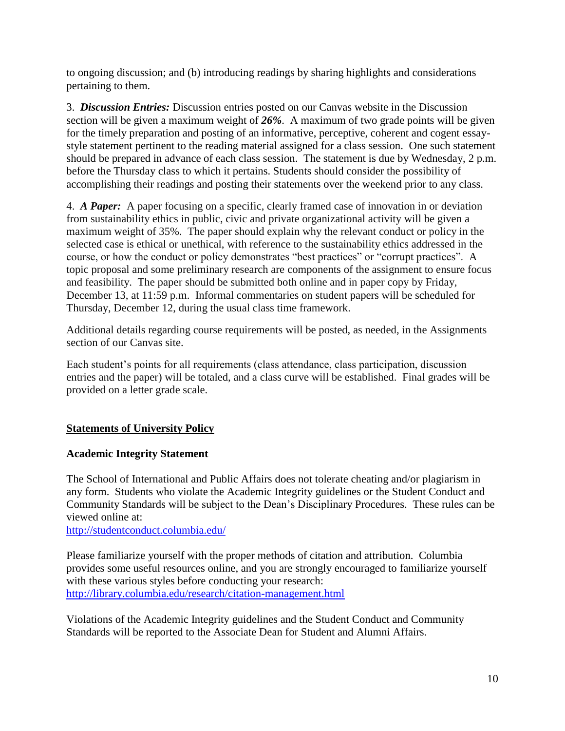to ongoing discussion; and (b) introducing readings by sharing highlights and considerations pertaining to them.

3. ***Discussion Entries:*** Discussion entries posted on our Canvas website in the Discussion section will be given a maximum weight of ***26%***. A maximum of two grade points will be given for the timely preparation and posting of an informative, perceptive, coherent and cogent essay-style statement pertinent to the reading material assigned for a class session. One such statement should be prepared in advance of each class session. The statement is due by Wednesday, 2 p.m. before the Thursday class to which it pertains. Students should consider the possibility of accomplishing their readings and posting their statements over the weekend prior to any class.

4. ***A Paper:*** A paper focusing on a specific, clearly framed case of innovation in or deviation from sustainability ethics in public, civic and private organizational activity will be given a maximum weight of 35%. The paper should explain why the relevant conduct or policy in the selected case is ethical or unethical, with reference to the sustainability ethics addressed in the course, or how the conduct or policy demonstrates "best practices" or "corrupt practices". A topic proposal and some preliminary research are components of the assignment to ensure focus and feasibility. The paper should be submitted both online and in paper copy by Friday, December 13, at 11:59 p.m. Informal commentaries on student papers will be scheduled for Thursday, December 12, during the usual class time framework.

Additional details regarding course requirements will be posted, as needed, in the Assignments section of our Canvas site.

Each student's points for all requirements (class attendance, class participation, discussion entries and the paper) will be totaled, and a class curve will be established. Final grades will be provided on a letter grade scale.

## Statements of University Policy

### Academic Integrity Statement

The School of International and Public Affairs does not tolerate cheating and/or plagiarism in any form. Students who violate the Academic Integrity guidelines or the Student Conduct and Community Standards will be subject to the Dean's Disciplinary Procedures. These rules can be viewed online at:
http://studentconduct.columbia.edu/

Please familiarize yourself with the proper methods of citation and attribution. Columbia provides some useful resources online, and you are strongly encouraged to familiarize yourself with these various styles before conducting your research:
http://library.columbia.edu/research/citation-management.html

Violations of the Academic Integrity guidelines and the Student Conduct and Community Standards will be reported to the Associate Dean for Student and Alumni Affairs.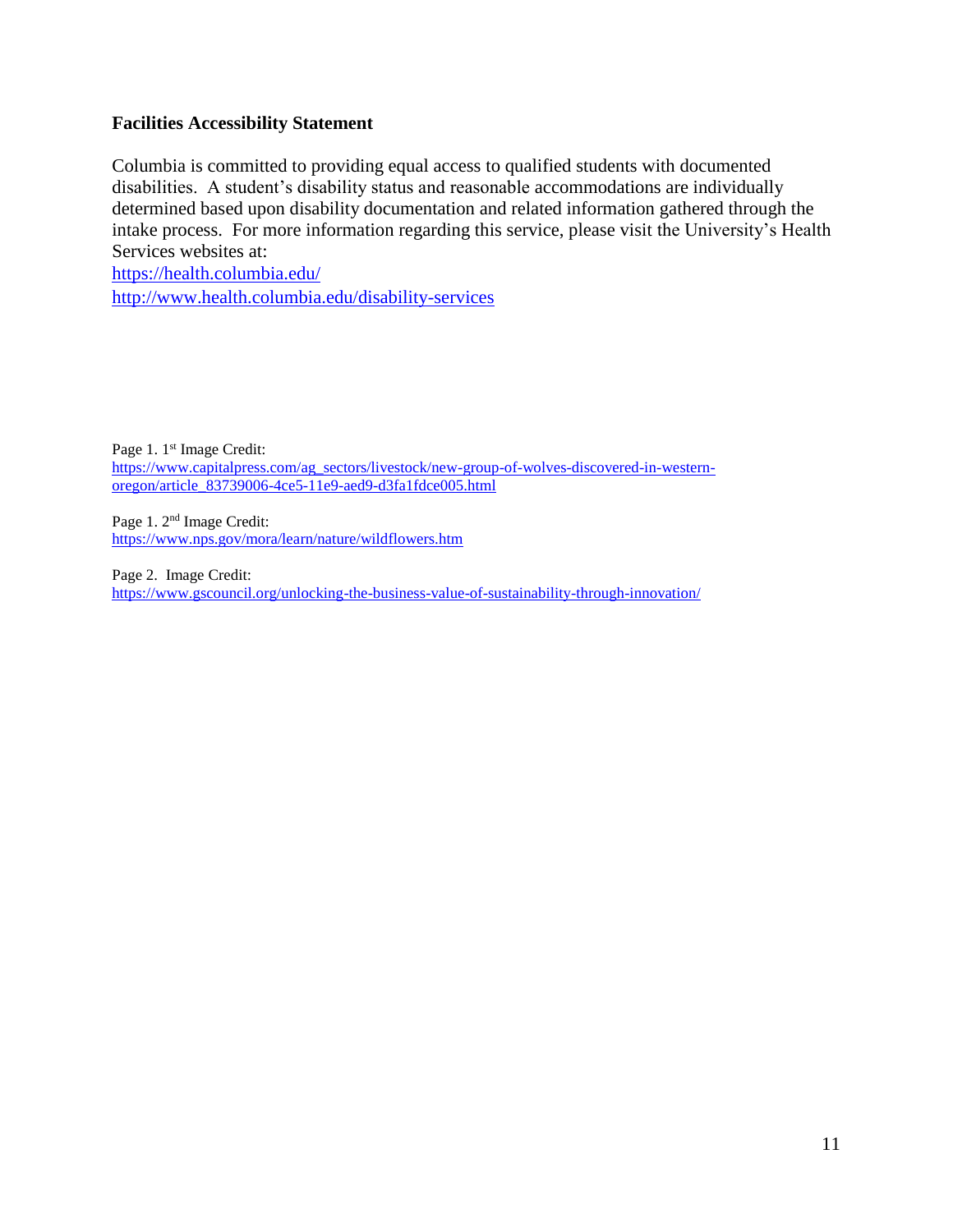**Facilities Accessibility Statement**

Columbia is committed to providing equal access to qualified students with documented disabilities. A student's disability status and reasonable accommodations are individually determined based upon disability documentation and related information gathered through the intake process. For more information regarding this service, please visit the University's Health Services websites at:
https://health.columbia.edu/
http://www.health.columbia.edu/disability-services

Page 1. 1st Image Credit:
https://www.capitalpress.com/ag_sectors/livestock/new-group-of-wolves-discovered-in-western-oregon/article_83739006-4ce5-11e9-aed9-d3fa1fdce005.html

Page 1. 2nd Image Credit:
https://www.nps.gov/mora/learn/nature/wildflowers.htm

Page 2. Image Credit:
https://www.gscouncil.org/unlocking-the-business-value-of-sustainability-through-innovation/